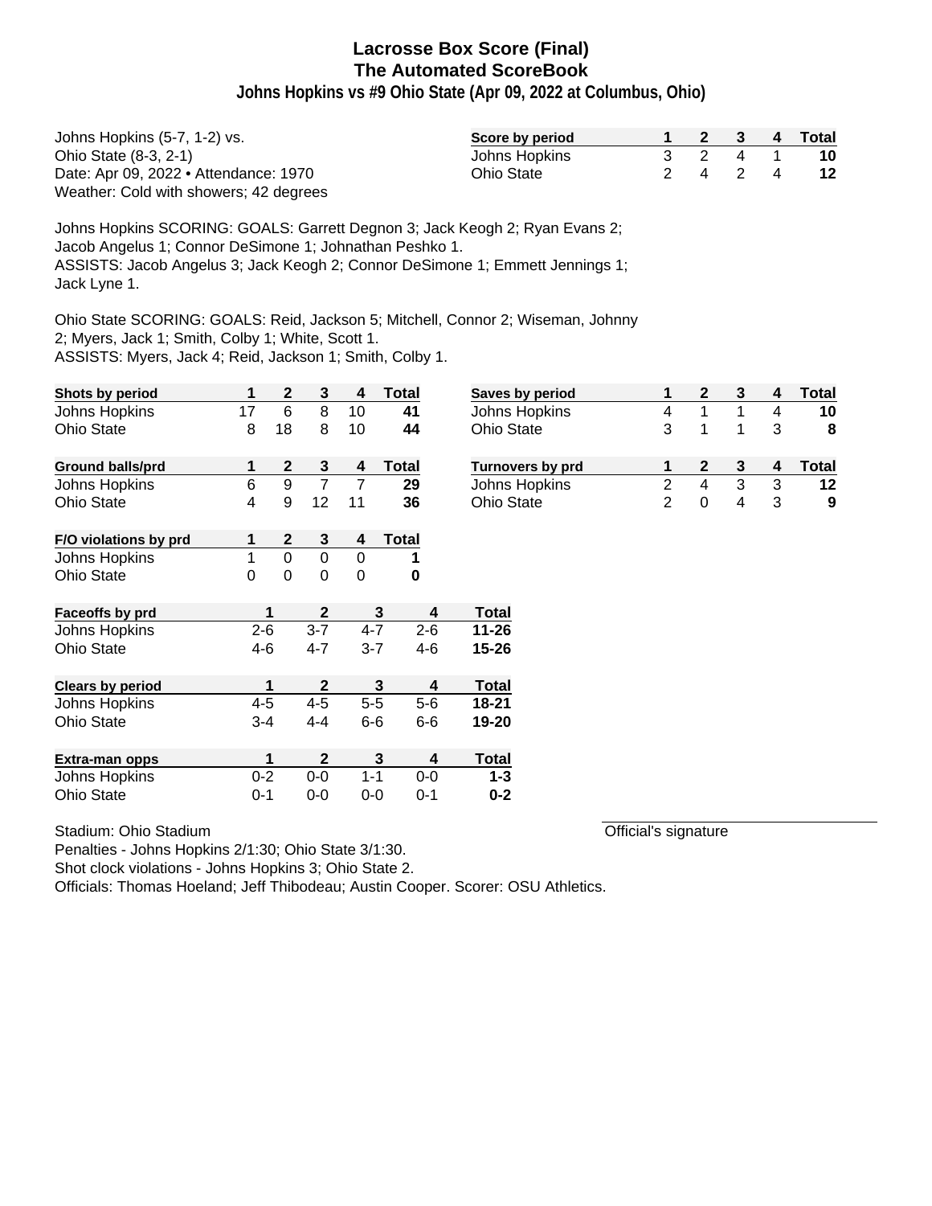# Lacrosse Box Score (Final)
## The Automated ScoreBook
### Johns Hopkins vs #9 Ohio State (Apr 09, 2022 at Columbus, Ohio)

Johns Hopkins (5-7, 1-2) vs.
Ohio State (8-3, 2-1)
Date: Apr 09, 2022 • Attendance: 1970
Weather: Cold with showers; 42 degrees

| Score by period | 1 | 2 | 3 | 4 | Total |
|---|---|---|---|---|---|
| Johns Hopkins | 3 | 2 | 4 | 1 | 10 |
| Ohio State | 2 | 4 | 2 | 4 | 12 |

Johns Hopkins SCORING: GOALS: Garrett Degnon 3; Jack Keogh 2; Ryan Evans 2; Jacob Angelus 1; Connor DeSimone 1; Johnathan Peshko 1.
ASSISTS: Jacob Angelus 3; Jack Keogh 2; Connor DeSimone 1; Emmett Jennings 1; Jack Lyne 1.

Ohio State SCORING: GOALS: Reid, Jackson 5; Mitchell, Connor 2; Wiseman, Johnny 2; Myers, Jack 1; Smith, Colby 1; White, Scott 1.
ASSISTS: Myers, Jack 4; Reid, Jackson 1; Smith, Colby 1.

| Shots by period | 1 | 2 | 3 | 4 | Total |
|---|---|---|---|---|---|
| Johns Hopkins | 17 | 6 | 8 | 10 | 41 |
| Ohio State | 8 | 18 | 8 | 10 | 44 |

| Saves by period | 1 | 2 | 3 | 4 | Total |
|---|---|---|---|---|---|
| Johns Hopkins | 4 | 1 | 1 | 4 | 10 |
| Ohio State | 3 | 1 | 1 | 3 | 8 |

| Ground balls/prd | 1 | 2 | 3 | 4 | Total |
|---|---|---|---|---|---|
| Johns Hopkins | 6 | 9 | 7 | 7 | 29 |
| Ohio State | 4 | 9 | 12 | 11 | 36 |

| Turnovers by prd | 1 | 2 | 3 | 4 | Total |
|---|---|---|---|---|---|
| Johns Hopkins | 2 | 4 | 3 | 3 | 12 |
| Ohio State | 2 | 0 | 4 | 3 | 9 |

| F/O violations by prd | 1 | 2 | 3 | 4 | Total |
|---|---|---|---|---|---|
| Johns Hopkins | 1 | 0 | 0 | 0 | 1 |
| Ohio State | 0 | 0 | 0 | 0 | 0 |

| Faceoffs by prd | 1 | 2 | 3 | 4 | Total |
|---|---|---|---|---|---|
| Johns Hopkins | 2-6 | 3-7 | 4-7 | 2-6 | 11-26 |
| Ohio State | 4-6 | 4-7 | 3-7 | 4-6 | 15-26 |

| Clears by period | 1 | 2 | 3 | 4 | Total |
|---|---|---|---|---|---|
| Johns Hopkins | 4-5 | 4-5 | 5-5 | 5-6 | 18-21 |
| Ohio State | 3-4 | 4-4 | 6-6 | 6-6 | 19-20 |

| Extra-man opps | 1 | 2 | 3 | 4 | Total |
|---|---|---|---|---|---|
| Johns Hopkins | 0-2 | 0-0 | 1-1 | 0-0 | 1-3 |
| Ohio State | 0-1 | 0-0 | 0-0 | 0-1 | 0-2 |

Stadium: Ohio Stadium

Official's signature

Penalties - Johns Hopkins 2/1:30; Ohio State 3/1:30.
Shot clock violations - Johns Hopkins 3; Ohio State 2.
Officials: Thomas Hoeland; Jeff Thibodeau; Austin Cooper. Scorer: OSU Athletics.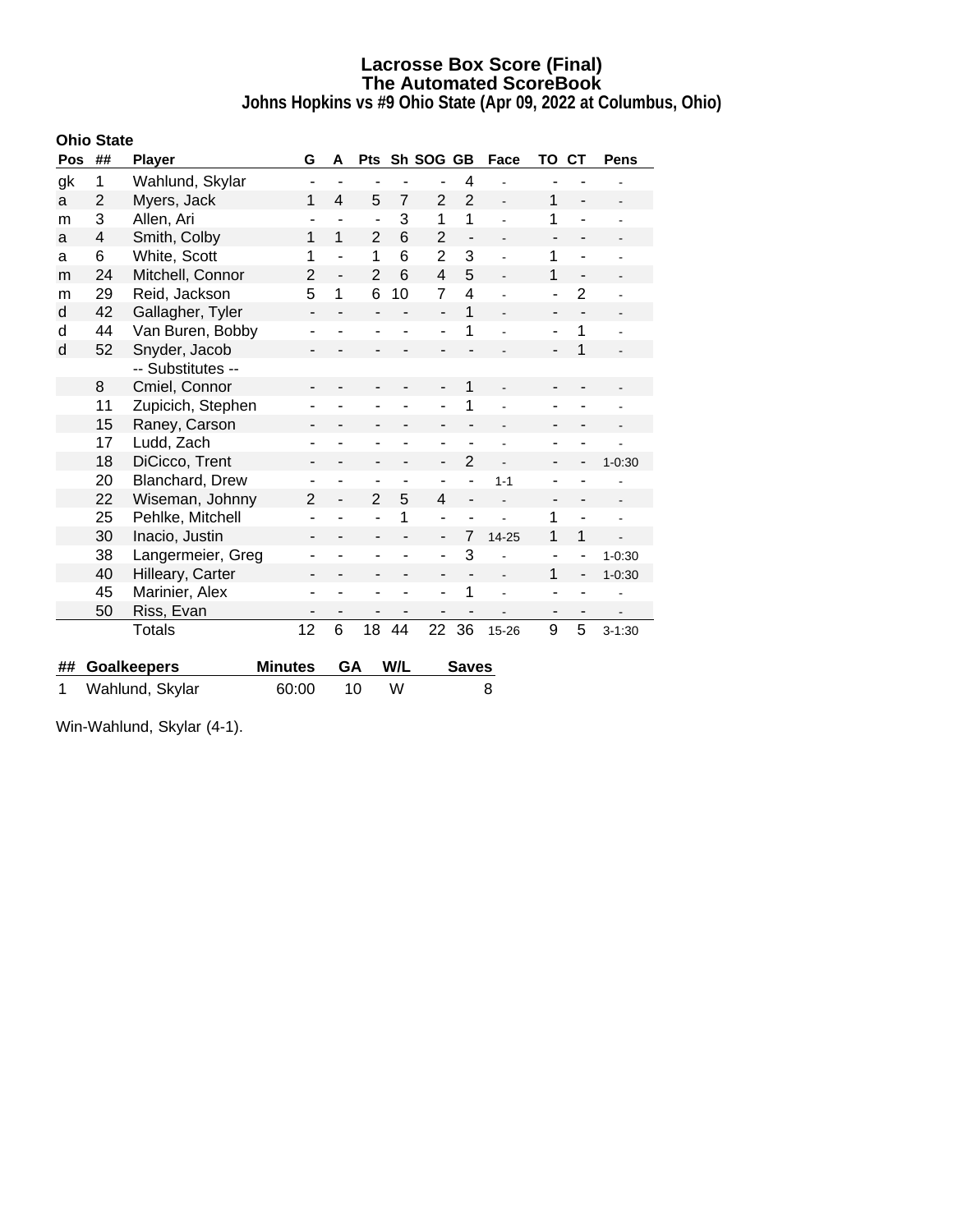# Lacrosse Box Score (Final)
## The Automated ScoreBook
### Johns Hopkins vs #9 Ohio State (Apr 09, 2022 at Columbus, Ohio)

**Ohio State**

| Pos | ## | Player | G | A | Pts | Sh | SOG | GB | Face | TO | CT | Pens |
|---|---|---|---|---|---|---|---|---|---|---|---|---|
| gk | 1 | Wahlund, Skylar | - | - | - | - | - | 4 | - | - | - | - |
| a | 2 | Myers, Jack | 1 | 4 | 5 | 7 | 2 | 2 | - | 1 | - | - |
| m | 3 | Allen, Ari | - | - | - | 3 | 1 | 1 | - | 1 | - | - |
| a | 4 | Smith, Colby | 1 | 1 | 2 | 6 | 2 | - | - | - | - | - |
| a | 6 | White, Scott | 1 | - | 1 | 6 | 2 | 3 | - | 1 | - | - |
| m | 24 | Mitchell, Connor | 2 | - | 2 | 6 | 4 | 5 | - | 1 | - | - |
| m | 29 | Reid, Jackson | 5 | 1 | 6 | 10 | 7 | 4 | - | - | 2 | - |
| d | 42 | Gallagher, Tyler | - | - | - | - | - | 1 | - | - | - | - |
| d | 44 | Van Buren, Bobby | - | - | - | - | - | 1 | - | - | 1 | - |
| d | 52 | Snyder, Jacob | - | - | - | - | - | - | - | - | 1 | - |
| | | -- Substitutes -- | | | | | | | | | | |
| | 8 | Cmiel, Connor | - | - | - | - | - | 1 | - | - | - | - |
| | 11 | Zupicich, Stephen | - | - | - | - | - | 1 | - | - | - | - |
| | 15 | Raney, Carson | - | - | - | - | - | - | - | - | - | - |
| | 17 | Ludd, Zach | - | - | - | - | - | - | - | - | - | - |
| | 18 | DiCicco, Trent | - | - | - | - | - | 2 | - | - | - | 1-0:30 |
| | 20 | Blanchard, Drew | - | - | - | - | - | - | 1-1 | - | - | - |
| | 22 | Wiseman, Johnny | 2 | - | 2 | 5 | 4 | - | - | - | - | - |
| | 25 | Pehlke, Mitchell | - | - | - | 1 | - | - | - | 1 | - | - |
| | 30 | Inacio, Justin | - | - | - | - | - | 7 | 14-25 | 1 | 1 | - |
| | 38 | Langermeier, Greg | - | - | - | - | - | 3 | - | - | - | 1-0:30 |
| | 40 | Hilleary, Carter | - | - | - | - | - | - | - | 1 | - | 1-0:30 |
| | 45 | Marinier, Alex | - | - | - | - | - | 1 | - | - | - | - |
| | 50 | Riss, Evan | - | - | - | - | - | - | - | - | - | - |
| | | Totals | 12 | 6 | 18 | 44 | 22 | 36 | 15-26 | 9 | 5 | 3-1:30 |

| ## | Goalkeepers | Minutes | GA | W/L | Saves |
|---|---|---|---|---|---|
| 1 | Wahlund, Skylar | 60:00 | 10 | W | 8 |

Win-Wahlund, Skylar (4-1).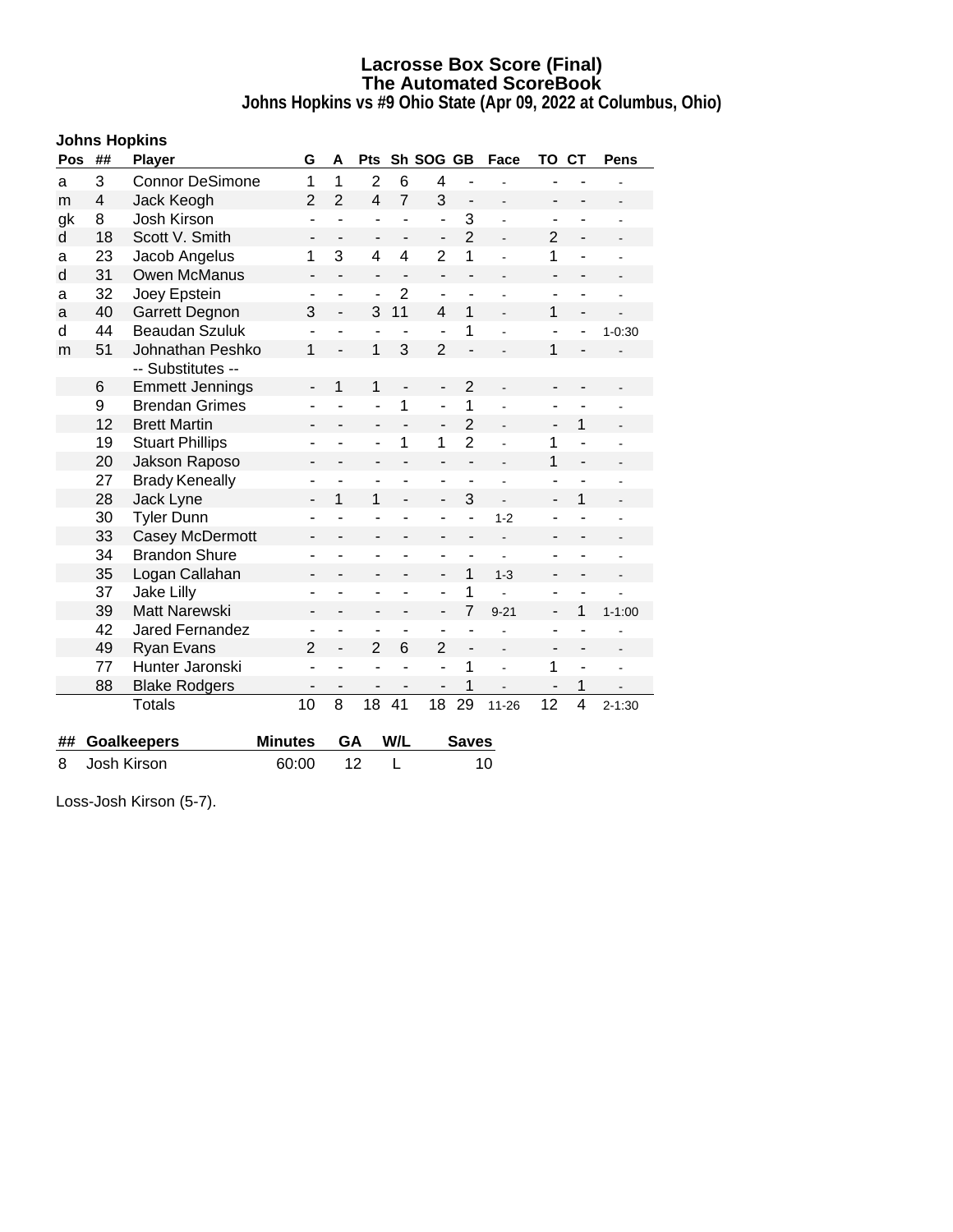# Lacrosse Box Score (Final)
## The Automated ScoreBook
### Johns Hopkins vs #9 Ohio State (Apr 09, 2022 at Columbus, Ohio)

**Johns Hopkins**

| Pos | ## | Player | G | A | Pts | Sh | SOG | GB | Face | TO | CT | Pens |
|---|---|---|---|---|---|---|---|---|---|---|---|---|
| a | 3 | Connor DeSimone | 1 | 1 | 2 | 6 | 4 | - | - | - | - | - |
| m | 4 | Jack Keogh | 2 | 2 | 4 | 7 | 3 | - | - | - | - | - |
| gk | 8 | Josh Kirson | - | - | - | - | - | 3 | - | - | - | - |
| d | 18 | Scott V. Smith | - | - | - | - | - | 2 | - | 2 | - | - |
| a | 23 | Jacob Angelus | 1 | 3 | 4 | 4 | 2 | 1 | - | 1 | - | - |
| d | 31 | Owen McManus | - | - | - | - | - | - | - | - | - | - |
| a | 32 | Joey Epstein | - | - | - | 2 | - | - | - | - | - | - |
| a | 40 | Garrett Degnon | 3 | - | 3 | 11 | 4 | 1 | - | 1 | - | - |
| d | 44 | Beaudan Szuluk | - | - | - | - | - | 1 | - | - | - | 1-0:30 |
| m | 51 | Johnathan Peshko | 1 | - | 1 | 3 | 2 | - | - | 1 | - | - |
| | | -- Substitutes -- | | | | | | | | | | |
| | 6 | Emmett Jennings | - | 1 | 1 | - | - | 2 | - | - | - | - |
| | 9 | Brendan Grimes | - | - | - | 1 | - | 1 | - | - | - | - |
| | 12 | Brett Martin | - | - | - | - | - | 2 | - | - | 1 | - |
| | 19 | Stuart Phillips | - | - | - | 1 | 1 | 2 | - | 1 | - | - |
| | 20 | Jakson Raposo | - | - | - | - | - | - | - | 1 | - | - |
| | 27 | Brady Keneally | - | - | - | - | - | - | - | - | - | - |
| | 28 | Jack Lyne | - | 1 | 1 | - | - | 3 | - | - | 1 | - |
| | 30 | Tyler Dunn | - | - | - | - | - | - | 1-2 | - | - | - |
| | 33 | Casey McDermott | - | - | - | - | - | - | - | - | - | - |
| | 34 | Brandon Shure | - | - | - | - | - | - | - | - | - | - |
| | 35 | Logan Callahan | - | - | - | - | - | 1 | 1-3 | - | - | - |
| | 37 | Jake Lilly | - | - | - | - | - | 1 | - | - | - | - |
| | 39 | Matt Narewski | - | - | - | - | - | 7 | 9-21 | - | 1 | 1-1:00 |
| | 42 | Jared Fernandez | - | - | - | - | - | - | - | - | - | - |
| | 49 | Ryan Evans | 2 | - | 2 | 6 | 2 | - | - | - | - | - |
| | 77 | Hunter Jaronski | - | - | - | - | - | 1 | - | 1 | - | - |
| | 88 | Blake Rodgers | - | - | - | - | - | 1 | - | - | 1 | - |
| | | Totals | 10 | 8 | 18 | 41 | 18 | 29 | 11-26 | 12 | 4 | 2-1:30 |

| ## | Goalkeepers | Minutes | GA | W/L | Saves |
|---|---|---|---|---|---|
| 8 | Josh Kirson | 60:00 | 12 | L | 10 |

Loss-Josh Kirson (5-7).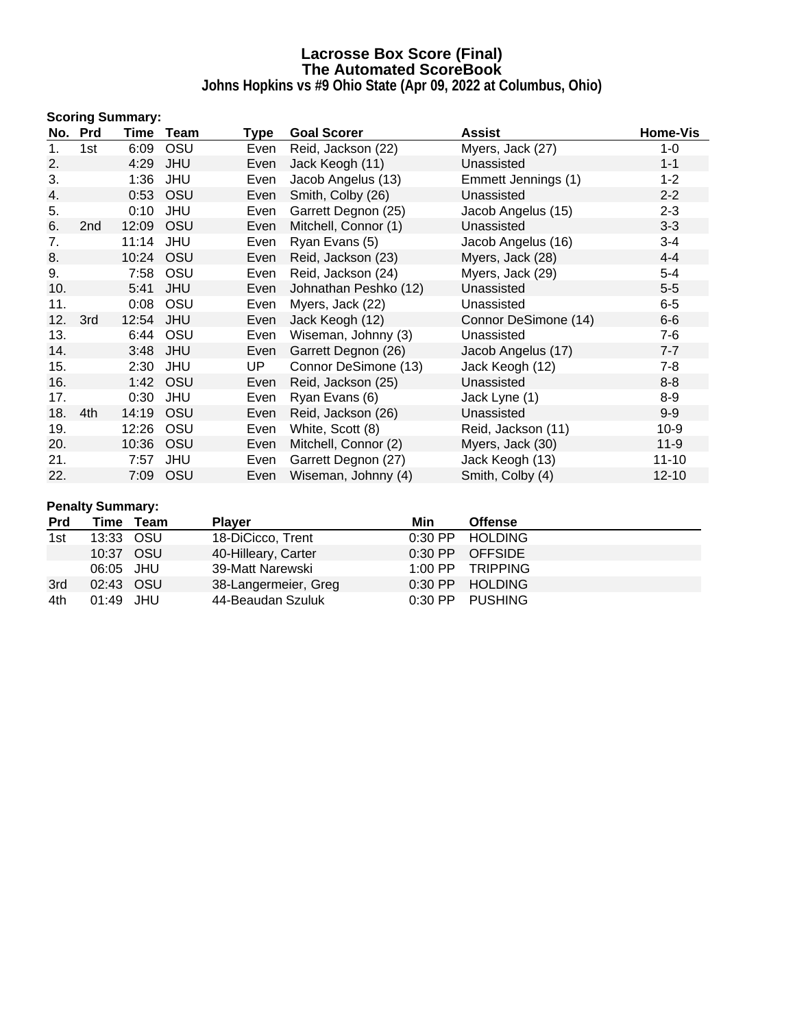# Lacrosse Box Score (Final)
## The Automated ScoreBook
### Johns Hopkins vs #9 Ohio State (Apr 09, 2022 at Columbus, Ohio)

**Scoring Summary:**

| No. | Prd | Time | Team | Type | Goal Scorer | Assist | Home-Vis |
|---|---|---|---|---|---|---|---|
| 1. | 1st | 6:09 | OSU | Even | Reid, Jackson (22) | Myers, Jack (27) | 1-0 |
| 2. | | 4:29 | JHU | Even | Jack Keogh (11) | Unassisted | 1-1 |
| 3. | | 1:36 | JHU | Even | Jacob Angelus (13) | Emmett Jennings (1) | 1-2 |
| 4. | | 0:53 | OSU | Even | Smith, Colby (26) | Unassisted | 2-2 |
| 5. | | 0:10 | JHU | Even | Garrett Degnon (25) | Jacob Angelus (15) | 2-3 |
| 6. | 2nd | 12:09 | OSU | Even | Mitchell, Connor (1) | Unassisted | 3-3 |
| 7. | | 11:14 | JHU | Even | Ryan Evans (5) | Jacob Angelus (16) | 3-4 |
| 8. | | 10:24 | OSU | Even | Reid, Jackson (23) | Myers, Jack (28) | 4-4 |
| 9. | | 7:58 | OSU | Even | Reid, Jackson (24) | Myers, Jack (29) | 5-4 |
| 10. | | 5:41 | JHU | Even | Johnathan Peshko (12) | Unassisted | 5-5 |
| 11. | | 0:08 | OSU | Even | Myers, Jack (22) | Unassisted | 6-5 |
| 12. | 3rd | 12:54 | JHU | Even | Jack Keogh (12) | Connor DeSimone (14) | 6-6 |
| 13. | | 6:44 | OSU | Even | Wiseman, Johnny (3) | Unassisted | 7-6 |
| 14. | | 3:48 | JHU | Even | Garrett Degnon (26) | Jacob Angelus (17) | 7-7 |
| 15. | | 2:30 | JHU | UP | Connor DeSimone (13) | Jack Keogh (12) | 7-8 |
| 16. | | 1:42 | OSU | Even | Reid, Jackson (25) | Unassisted | 8-8 |
| 17. | | 0:30 | JHU | Even | Ryan Evans (6) | Jack Lyne (1) | 8-9 |
| 18. | 4th | 14:19 | OSU | Even | Reid, Jackson (26) | Unassisted | 9-9 |
| 19. | | 12:26 | OSU | Even | White, Scott (8) | Reid, Jackson (11) | 10-9 |
| 20. | | 10:36 | OSU | Even | Mitchell, Connor (2) | Myers, Jack (30) | 11-9 |
| 21. | | 7:57 | JHU | Even | Garrett Degnon (27) | Jack Keogh (13) | 11-10 |
| 22. | | 7:09 | OSU | Even | Wiseman, Johnny (4) | Smith, Colby (4) | 12-10 |

**Penalty Summary:**

| Prd | Time | Team | Player | Min | Offense |
|---|---|---|---|---|---|
| 1st | 13:33 | OSU | 18-DiCicco, Trent | 0:30 PP | HOLDING |
| | 10:37 | OSU | 40-Hilleary, Carter | 0:30 PP | OFFSIDE |
| | 06:05 | JHU | 39-Matt Narewski | 1:00 PP | TRIPPING |
| 3rd | 02:43 | OSU | 38-Langermeier, Greg | 0:30 PP | HOLDING |
| 4th | 01:49 | JHU | 44-Beaudan Szuluk | 0:30 PP | PUSHING |